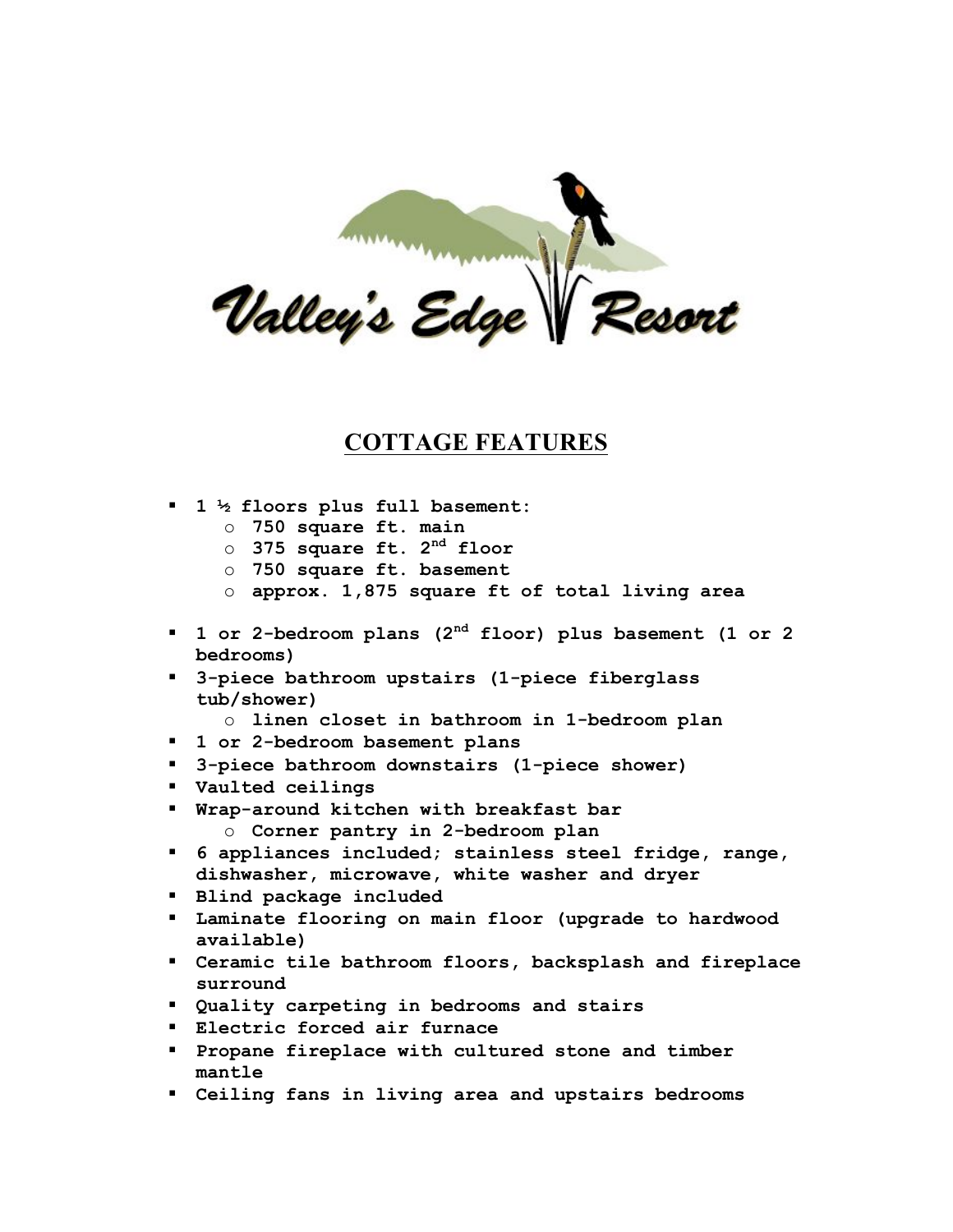Valley's Edge Resort

# COTTAGE FEATURES

- 1 ½ floors plus full basement:
  - 750 square ft. main
  - 375 square ft. 2nd floor
  - 750 square ft. basement
  - approx. 1,875 square ft of total living area
- 1 or 2-bedroom plans (2nd floor) plus basement (1 or 2 bedrooms)
- 3-piece bathroom upstairs (1-piece fiberglass tub/shower)
  - linen closet in bathroom in 1-bedroom plan
- 1 or 2-bedroom basement plans
- 3-piece bathroom downstairs (1-piece shower)
- Vaulted ceilings
- Wrap-around kitchen with breakfast bar
  - Corner pantry in 2-bedroom plan
- 6 appliances included; stainless steel fridge, range, dishwasher, microwave, white washer and dryer
- Blind package included
- Laminate flooring on main floor (upgrade to hardwood available)
- Ceramic tile bathroom floors, backsplash and fireplace surround
- Quality carpeting in bedrooms and stairs
- Electric forced air furnace
- Propane fireplace with cultured stone and timber mantle
- Ceiling fans in living area and upstairs bedrooms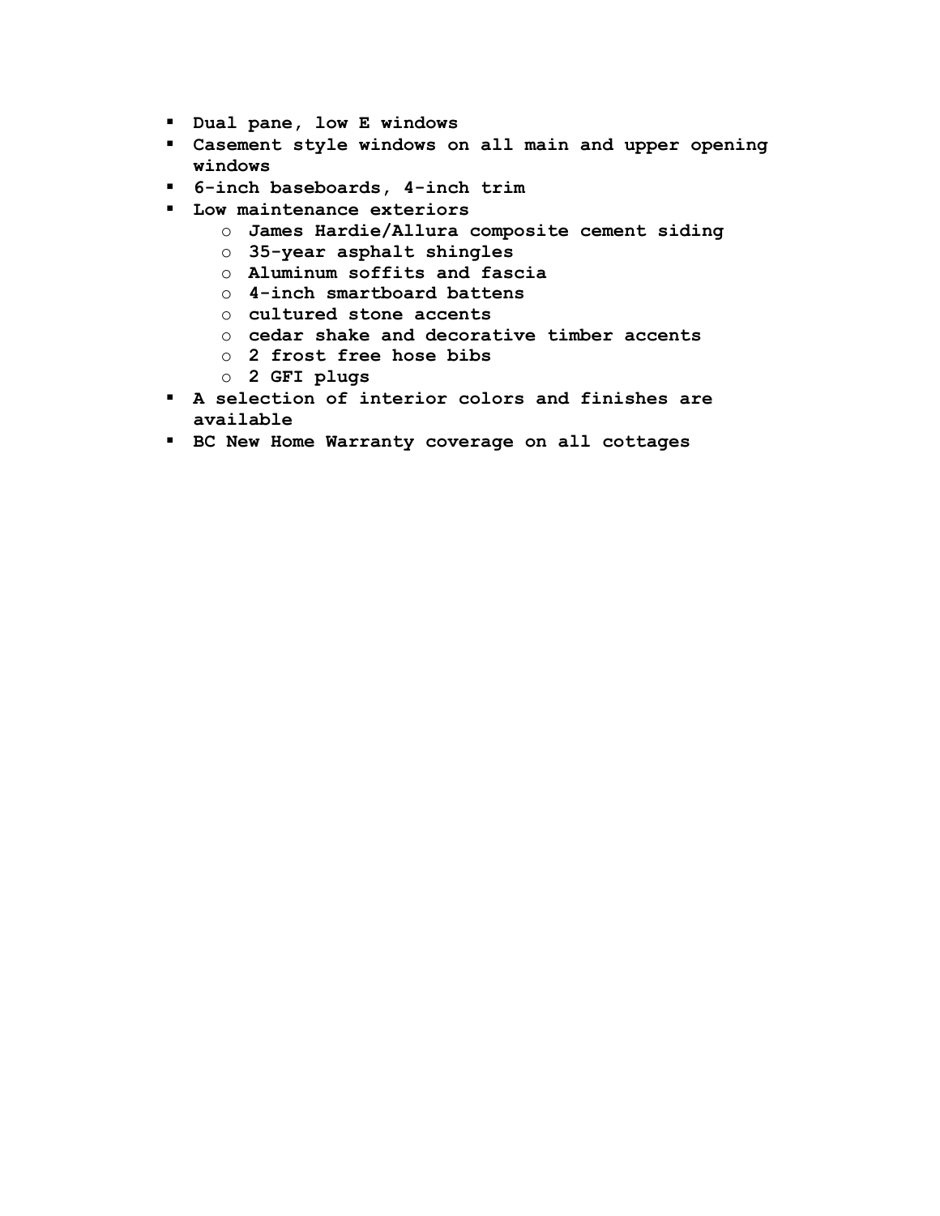- **Dual pane, low E windows**
- **Casement style windows on all main and upper opening windows**
- **6-inch baseboards, 4-inch trim**
- **Low maintenance exteriors**
  - **James Hardie/Allura composite cement siding**
  - **35-year asphalt shingles**
  - **Aluminum soffits and fascia**
  - **4-inch smartboard battens**
  - **cultured stone accents**
  - **cedar shake and decorative timber accents**
  - **2 frost free hose bibs**
  - **2 GFI plugs**
- **A selection of interior colors and finishes are available**
- **BC New Home Warranty coverage on all cottages**